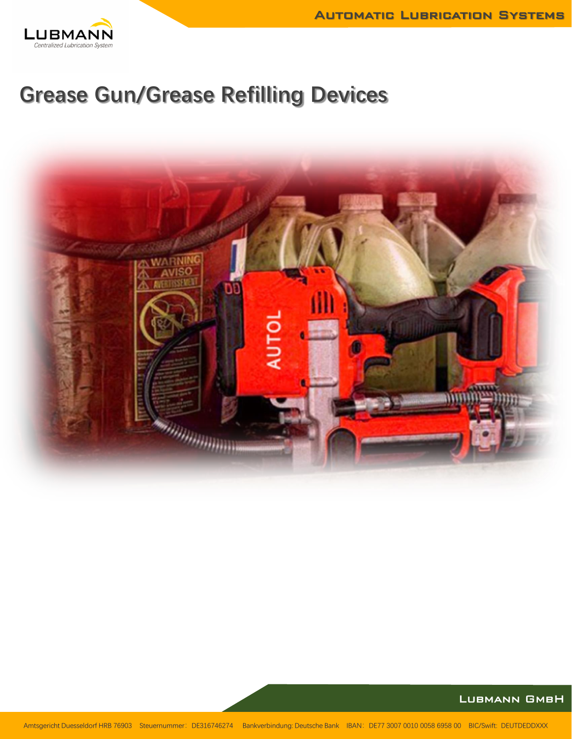# Grease Gun/Grease Refilling Devices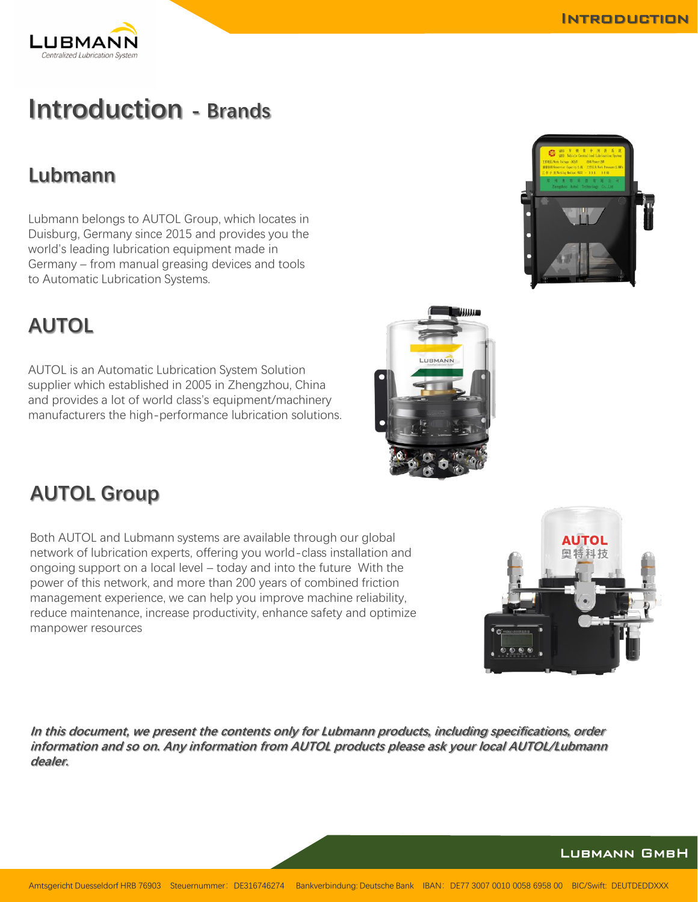# Introduction - Brands

## Lubmann

Lubmann belongs to AUTOL Group, which locates in Duisburg, Germany since 2015 and provides you the world's leading lubrication equipment made in Germany – from manual greasing devices and tools to Automatic Lubrication Systems.

## AUTOL

AUTOL is an Automatic Lubrication System Solution supplier which established in 2005 in Zhengzhou, China and provides a lot of world class's equipment/machinery manufacturers the high-performance lubrication solutions.

## AUTOL Group

Both AUTOL and Lubmann systems are available through our global network of lubrication experts, offering you world-class installation and ongoing support on a local level – today and into the future With the power of this network, and more than 200 years of combined friction management experience, we can help you improve machine reliability, reduce maintenance, increase productivity, enhance safety and optimize manpower resources

***In this document, we present the contents only for Lubmann products, including specifications, order information and so on. Any information from AUTOL products please ask your local AUTOL/Lubmann dealer.***

Amtsgericht Duesseldorf HRB 76903 Steuernummer: DE316746274 Bankverbindung: Deutsche Bank IBAN: DE77 3007 0010 0058 6958 00 BIC/Swift: DEUTDEDDXXX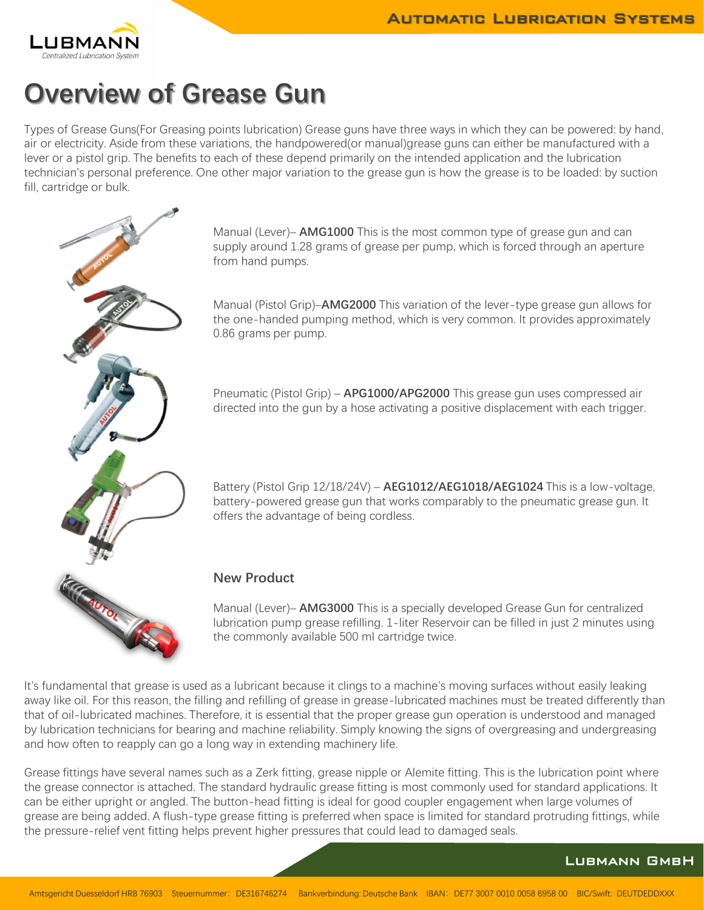# Overview of Grease Gun

Types of Grease Guns(For Greasing points lubrication) Grease guns have three ways in which they can be powered: by hand, air or electricity. Aside from these variations, the handpowered(or manual)grease guns can either be manufactured with a lever or a pistol grip. The benefits to each of these depend primarily on the intended application and the lubrication technician's personal preference. One other major variation to the grease gun is how the grease is to be loaded: by suction fill, cartridge or bulk.

Manual (Lever)– **AMG1000** This is the most common type of grease gun and can supply around 1.28 grams of grease per pump, which is forced through an aperture from hand pumps.

Manual (Pistol Grip)–**AMG2000** This variation of the lever-type grease gun allows for the one-handed pumping method, which is very common. It provides approximately 0.86 grams per pump.

Pneumatic (Pistol Grip) – **APG1000/APG2000** This grease gun uses compressed air directed into the gun by a hose activating a positive displacement with each trigger.

Battery (Pistol Grip 12/18/24V) – **AEG1012/AEG1018/AEG1024** This is a low-voltage, battery-powered grease gun that works comparably to the pneumatic grease gun. It offers the advantage of being cordless.

### New Product

Manual (Lever)– **AMG3000** This is a specially developed Grease Gun for centralized lubrication pump grease refilling. 1-liter Reservoir can be filled in just 2 minutes using the commonly available 500 ml cartridge twice.

It's fundamental that grease is used as a lubricant because it clings to a machine's moving surfaces without easily leaking away like oil. For this reason, the filling and refilling of grease in grease-lubricated machines must be treated differently than that of oil-lubricated machines. Therefore, it is essential that the proper grease gun operation is understood and managed by lubrication technicians for bearing and machine reliability. Simply knowing the signs of overgreasing and undergreasing and how often to reapply can go a long way in extending machinery life.

Grease fittings have several names such as a Zerk fitting, grease nipple or Alemite fitting. This is the lubrication point where the grease connector is attached. The standard hydraulic grease fitting is most commonly used for standard applications. It can be either upright or angled. The button-head fitting is ideal for good coupler engagement when large volumes of grease are being added. A flush-type grease fitting is preferred when space is limited for standard protruding fittings, while the pressure-relief vent fitting helps prevent higher pressures that could lead to damaged seals.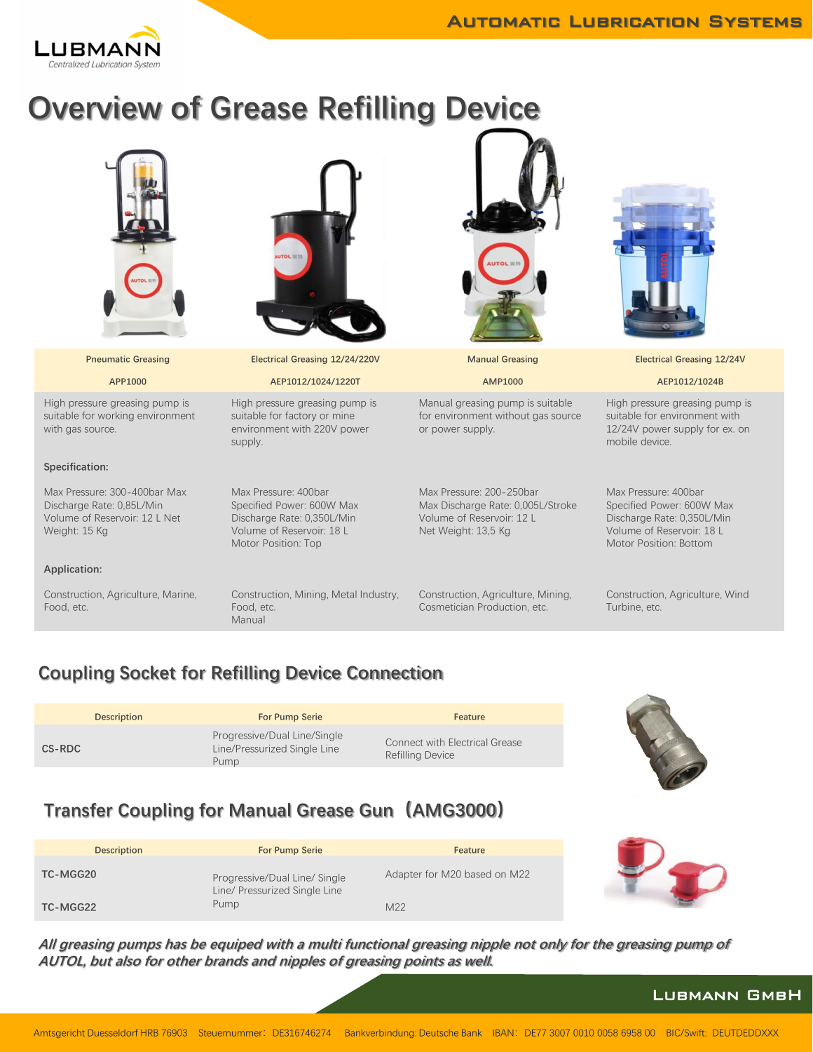# Overview of Grease Refilling Device

| Pneumatic Greasing | Electrical Greasing 12/24/220V | Manual Greasing | Electrical Greasing 12/24V |
|---|---|---|---|
| APP1000 | AEP1012/1024/1220T | AMP1000 | AEP1012/1024B |
| High pressure greasing pump is suitable for working environment with gas source. | High pressure greasing pump is suitable for factory or mine environment with 220V power supply. | Manual greasing pump is suitable for environment without gas source or power supply. | High pressure greasing pump is suitable for environment with 12/24V power supply for ex. on mobile device. |
| **Specification:** | | | |
| Max Pressure: 300-400bar Max Discharge Rate: 0,85L/Min Volume of Reservoir: 12 L Net Weight: 15 Kg | Max Pressure: 400bar Specified Power: 600W Max Discharge Rate: 0,350L/Min Volume of Reservoir: 18 L Motor Position: Top | Max Pressure: 200-250bar Max Discharge Rate: 0,005L/Stroke Volume of Reservoir: 12 L Net Weight: 13,5 Kg | Max Pressure: 400bar Specified Power: 600W Max Discharge Rate: 0,350L/Min Volume of Reservoir: 18 L Motor Position: Bottom |
| **Application:** | | | |
| Construction, Agriculture, Marine, Food, etc. | Construction, Mining, Metal Industry, Food, etc. Manual | Construction, Agriculture, Mining, Cosmetician Production, etc. | Construction, Agriculture, Wind Turbine, etc. |

## Coupling Socket for Refilling Device Connection

| Description | For Pump Serie | Feature |
|---|---|---|
| CS-RDC | Progressive/Dual Line/Single Line/Pressurized Single Line Pump | Connect with Electrical Grease Refilling Device |

## Transfer Coupling for Manual Grease Gun（AMG3000）

| Description | For Pump Serie | Feature |
|---|---|---|
| TC-MGG20 | Progressive/Dual Line/ Single Line/ Pressurized Single Line Pump | Adapter for M20 based on M22 |
| TC-MGG22 | | M22 |

***All greasing pumps has be equiped with a multi functional greasing nipple not only for the greasing pump of AUTOL, but also for other brands and nipples of greasing points as well.***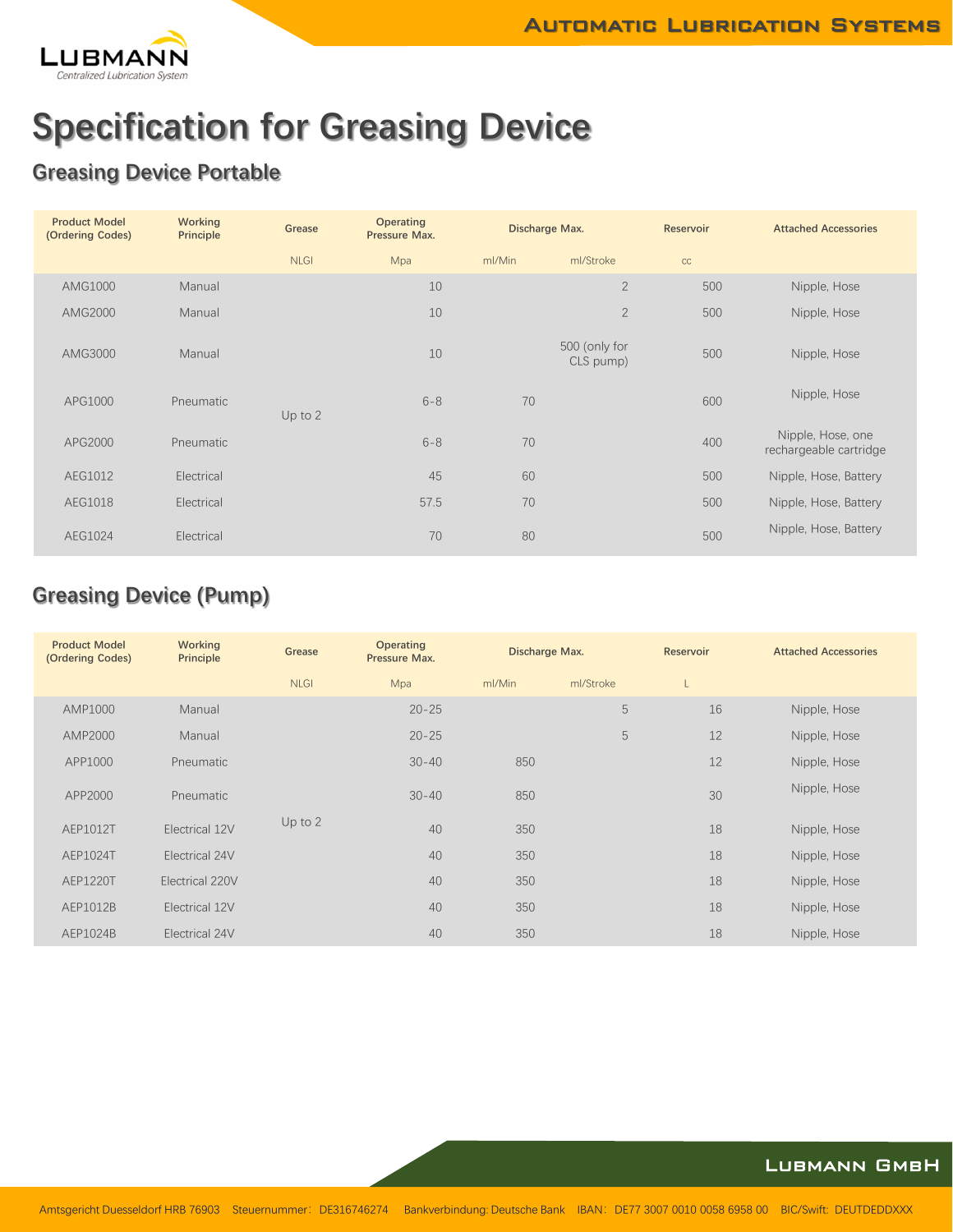# Specification for Greasing Device

## Greasing Device Portable

| Product Model (Ordering Codes) | Working Principle | Grease | Operating Pressure Max. | Discharge Max. | | Reservoir | Attached Accessories |
|---|---|---|---|---|---|---|---|
| | | NLGI | Mpa | ml/Min | ml/Stroke | cc | |
| AMG1000 | Manual | Up to 2 | 10 | | 2 | 500 | Nipple, Hose |
| AMG2000 | Manual | | 10 | | 2 | 500 | Nipple, Hose |
| AMG3000 | Manual | | 10 | | 500 (only for CLS pump) | 500 | Nipple, Hose |
| APG1000 | Pneumatic | | 6-8 | 70 | | 600 | Nipple, Hose |
| APG2000 | Pneumatic | | 6-8 | 70 | | 400 | Nipple, Hose, one rechargeable cartridge |
| AEG1012 | Electrical | | 45 | 60 | | 500 | Nipple, Hose, Battery |
| AEG1018 | Electrical | | 57.5 | 70 | | 500 | Nipple, Hose, Battery |
| AEG1024 | Electrical | | 70 | 80 | | 500 | Nipple, Hose, Battery |

## Greasing Device (Pump)

| Product Model (Ordering Codes) | Working Principle | Grease | Operating Pressure Max. | Discharge Max. | | Reservoir | Attached Accessories |
|---|---|---|---|---|---|---|---|
| | | NLGI | Mpa | ml/Min | ml/Stroke | L | |
| AMP1000 | Manual | Up to 2 | 20-25 | | 5 | 16 | Nipple, Hose |
| AMP2000 | Manual | | 20-25 | | 5 | 12 | Nipple, Hose |
| APP1000 | Pneumatic | | 30-40 | 850 | | 12 | Nipple, Hose |
| APP2000 | Pneumatic | | 30-40 | 850 | | 30 | Nipple, Hose |
| AEP1012T | Electrical 12V | | 40 | 350 | | 18 | Nipple, Hose |
| AEP1024T | Electrical 24V | | 40 | 350 | | 18 | Nipple, Hose |
| AEP1220T | Electrical 220V | | 40 | 350 | | 18 | Nipple, Hose |
| AEP1012B | Electrical 12V | | 40 | 350 | | 18 | Nipple, Hose |
| AEP1024B | Electrical 24V | | 40 | 350 | | 18 | Nipple, Hose |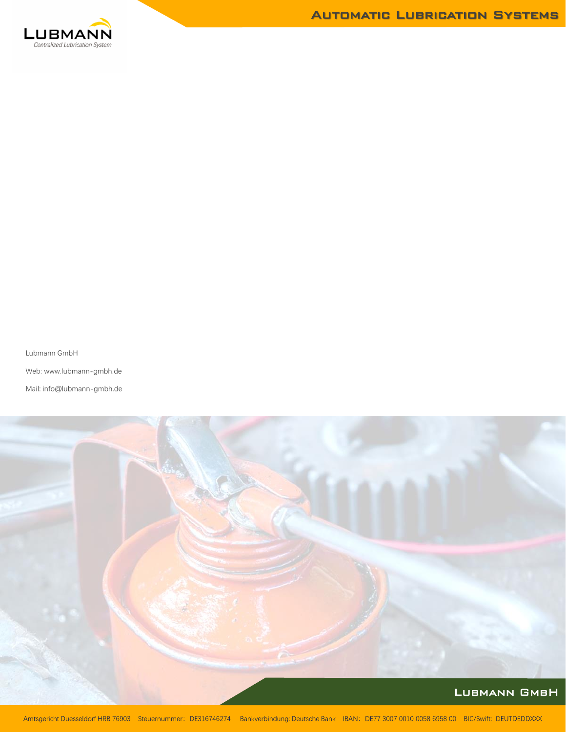Lubmann GmbH

Web: www.lubmann-gmbh.de

Mail: info@lubmann-gmbh.de